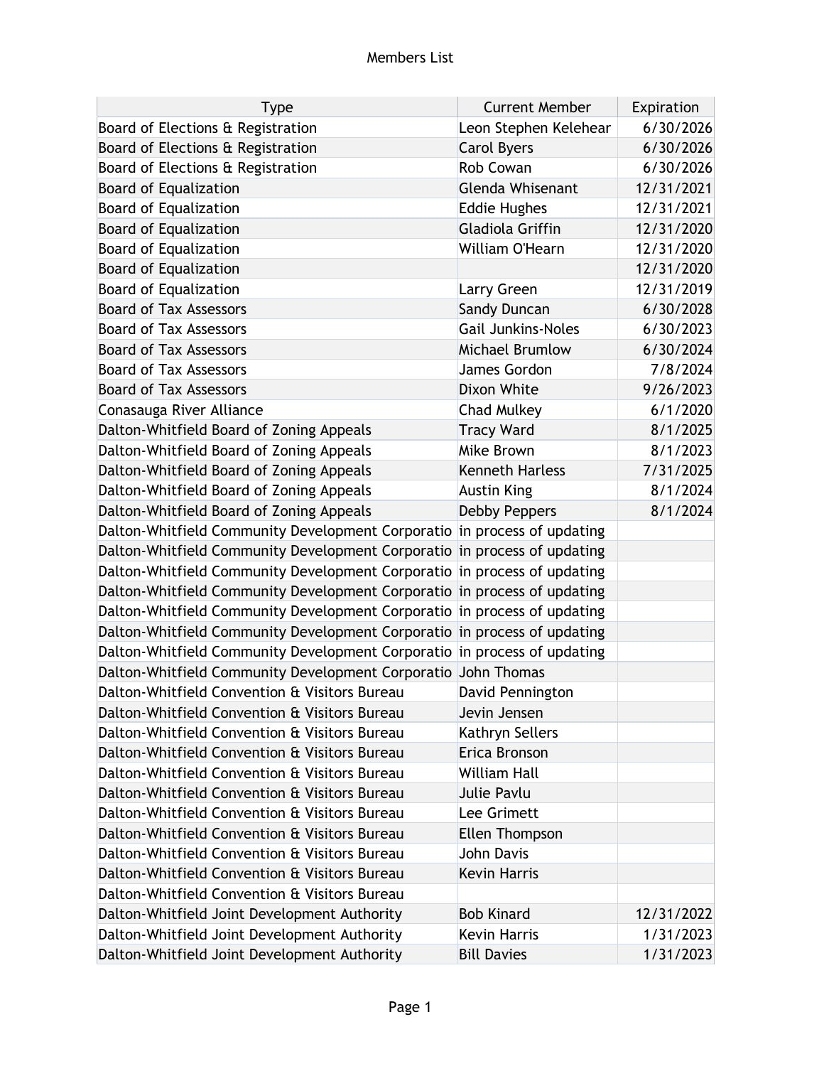# Members List

| Type | Current Member | Expiration |
|---|---|---|
| Board of Elections & Registration | Leon Stephen Kelehear | 6/30/2026 |
| Board of Elections & Registration | Carol Byers | 6/30/2026 |
| Board of Elections & Registration | Rob Cowan | 6/30/2026 |
| Board of Equalization | Glenda Whisenant | 12/31/2021 |
| Board of Equalization | Eddie Hughes | 12/31/2021 |
| Board of Equalization | Gladiola Griffin | 12/31/2020 |
| Board of Equalization | William O'Hearn | 12/31/2020 |
| Board of Equalization | | 12/31/2020 |
| Board of Equalization | Larry Green | 12/31/2019 |
| Board of Tax Assessors | Sandy Duncan | 6/30/2028 |
| Board of Tax Assessors | Gail Junkins-Noles | 6/30/2023 |
| Board of Tax Assessors | Michael Brumlow | 6/30/2024 |
| Board of Tax Assessors | James Gordon | 7/8/2024 |
| Board of Tax Assessors | Dixon White | 9/26/2023 |
| Conasauga River Alliance | Chad Mulkey | 6/1/2020 |
| Dalton-Whitfield Board of Zoning Appeals | Tracy Ward | 8/1/2025 |
| Dalton-Whitfield Board of Zoning Appeals | Mike Brown | 8/1/2023 |
| Dalton-Whitfield Board of Zoning Appeals | Kenneth Harless | 7/31/2025 |
| Dalton-Whitfield Board of Zoning Appeals | Austin King | 8/1/2024 |
| Dalton-Whitfield Board of Zoning Appeals | Debby Peppers | 8/1/2024 |
| Dalton-Whitfield Community Development Corporatio | in process of updating | |
| Dalton-Whitfield Community Development Corporatio | in process of updating | |
| Dalton-Whitfield Community Development Corporatio | in process of updating | |
| Dalton-Whitfield Community Development Corporatio | in process of updating | |
| Dalton-Whitfield Community Development Corporatio | in process of updating | |
| Dalton-Whitfield Community Development Corporatio | in process of updating | |
| Dalton-Whitfield Community Development Corporatio | in process of updating | |
| Dalton-Whitfield Community Development Corporatio | John Thomas | |
| Dalton-Whitfield Convention & Visitors Bureau | David Pennington | |
| Dalton-Whitfield Convention & Visitors Bureau | Jevin Jensen | |
| Dalton-Whitfield Convention & Visitors Bureau | Kathryn Sellers | |
| Dalton-Whitfield Convention & Visitors Bureau | Erica Bronson | |
| Dalton-Whitfield Convention & Visitors Bureau | William Hall | |
| Dalton-Whitfield Convention & Visitors Bureau | Julie Pavlu | |
| Dalton-Whitfield Convention & Visitors Bureau | Lee Grimett | |
| Dalton-Whitfield Convention & Visitors Bureau | Ellen Thompson | |
| Dalton-Whitfield Convention & Visitors Bureau | John Davis | |
| Dalton-Whitfield Convention & Visitors Bureau | Kevin Harris | |
| Dalton-Whitfield Convention & Visitors Bureau | | |
| Dalton-Whitfield Joint Development Authority | Bob Kinard | 12/31/2022 |
| Dalton-Whitfield Joint Development Authority | Kevin Harris | 1/31/2023 |
| Dalton-Whitfield Joint Development Authority | Bill Davies | 1/31/2023 |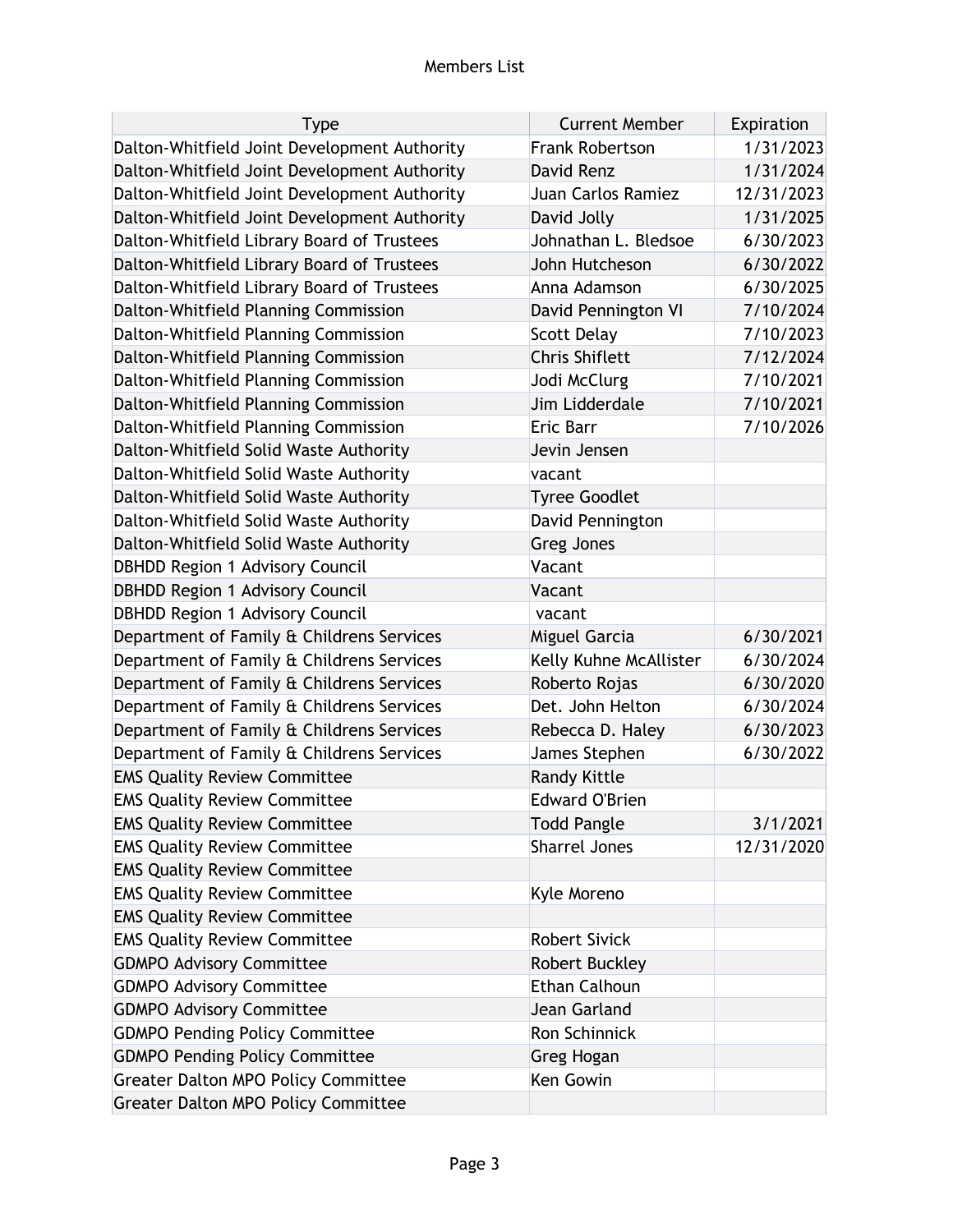Members List

| Type | Current Member | Expiration |
| --- | --- | --- |
| Dalton-Whitfield Joint Development Authority | Frank Robertson | 1/31/2023 |
| Dalton-Whitfield Joint Development Authority | David Renz | 1/31/2024 |
| Dalton-Whitfield Joint Development Authority | Juan Carlos Ramiez | 12/31/2023 |
| Dalton-Whitfield Joint Development Authority | David Jolly | 1/31/2025 |
| Dalton-Whitfield Library Board of Trustees | Johnathan L. Bledsoe | 6/30/2023 |
| Dalton-Whitfield Library Board of Trustees | John Hutcheson | 6/30/2022 |
| Dalton-Whitfield Library Board of Trustees | Anna Adamson | 6/30/2025 |
| Dalton-Whitfield Planning Commission | David Pennington VI | 7/10/2024 |
| Dalton-Whitfield Planning Commission | Scott Delay | 7/10/2023 |
| Dalton-Whitfield Planning Commission | Chris Shiflett | 7/12/2024 |
| Dalton-Whitfield Planning Commission | Jodi McClurg | 7/10/2021 |
| Dalton-Whitfield Planning Commission | Jim Lidderdale | 7/10/2021 |
| Dalton-Whitfield Planning Commission | Eric Barr | 7/10/2026 |
| Dalton-Whitfield Solid Waste Authority | Jevin Jensen | |
| Dalton-Whitfield Solid Waste Authority | vacant | |
| Dalton-Whitfield Solid Waste Authority | Tyree Goodlet | |
| Dalton-Whitfield Solid Waste Authority | David Pennington | |
| Dalton-Whitfield Solid Waste Authority | Greg Jones | |
| DBHDD Region 1 Advisory Council | Vacant | |
| DBHDD Region 1 Advisory Council | Vacant | |
| DBHDD Region 1 Advisory Council | vacant | |
| Department of Family & Childrens Services | Miguel Garcia | 6/30/2021 |
| Department of Family & Childrens Services | Kelly Kuhne McAllister | 6/30/2024 |
| Department of Family & Childrens Services | Roberto Rojas | 6/30/2020 |
| Department of Family & Childrens Services | Det. John Helton | 6/30/2024 |
| Department of Family & Childrens Services | Rebecca D. Haley | 6/30/2023 |
| Department of Family & Childrens Services | James Stephen | 6/30/2022 |
| EMS Quality Review Committee | Randy Kittle | |
| EMS Quality Review Committee | Edward O'Brien | |
| EMS Quality Review Committee | Todd Pangle | 3/1/2021 |
| EMS Quality Review Committee | Sharrel Jones | 12/31/2020 |
| EMS Quality Review Committee | | |
| EMS Quality Review Committee | Kyle Moreno | |
| EMS Quality Review Committee | | |
| EMS Quality Review Committee | Robert Sivick | |
| GDMPO Advisory Committee | Robert Buckley | |
| GDMPO Advisory Committee | Ethan Calhoun | |
| GDMPO Advisory Committee | Jean Garland | |
| GDMPO Pending Policy Committee | Ron Schinnick | |
| GDMPO Pending Policy Committee | Greg Hogan | |
| Greater Dalton MPO Policy Committee | Ken Gowin | |
| Greater Dalton MPO Policy Committee | | |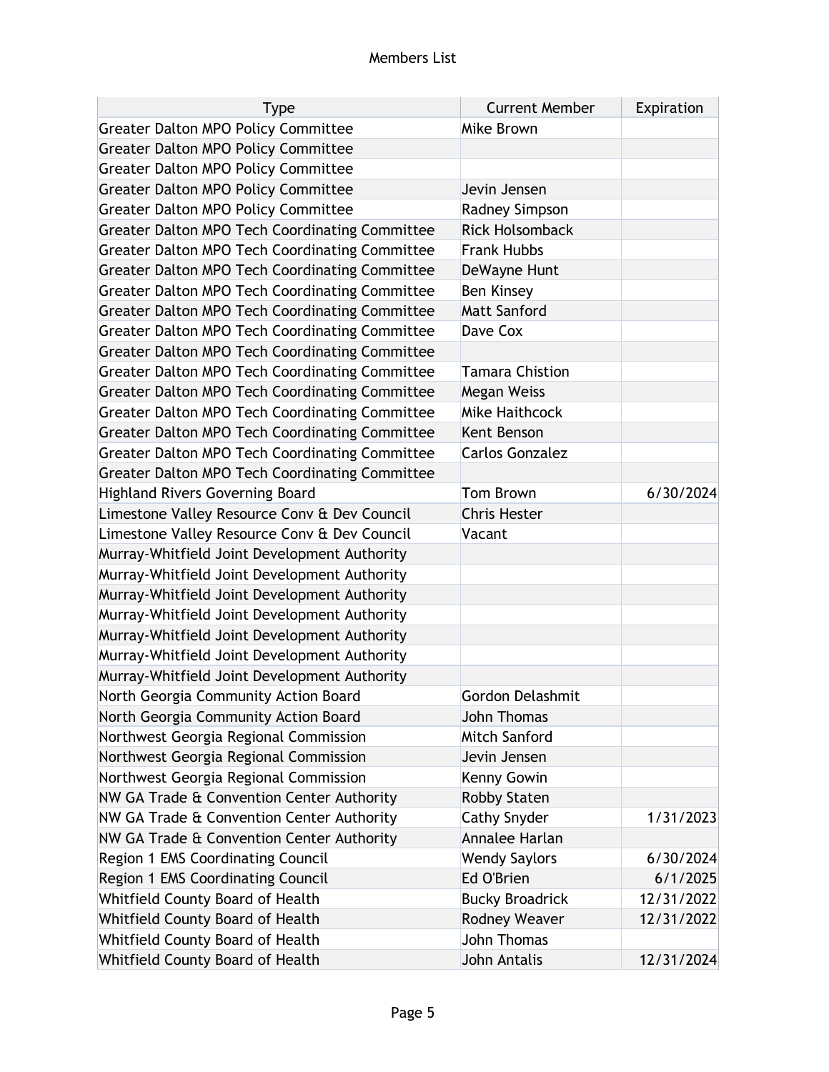Members List

| Type | Current Member | Expiration |
|---|---|---|
| Greater Dalton MPO Policy Committee | Mike Brown | |
| Greater Dalton MPO Policy Committee | | |
| Greater Dalton MPO Policy Committee | | |
| Greater Dalton MPO Policy Committee | Jevin Jensen | |
| Greater Dalton MPO Policy Committee | Radney Simpson | |
| Greater Dalton MPO Tech Coordinating Committee | Rick Holsomback | |
| Greater Dalton MPO Tech Coordinating Committee | Frank Hubbs | |
| Greater Dalton MPO Tech Coordinating Committee | DeWayne Hunt | |
| Greater Dalton MPO Tech Coordinating Committee | Ben Kinsey | |
| Greater Dalton MPO Tech Coordinating Committee | Matt Sanford | |
| Greater Dalton MPO Tech Coordinating Committee | Dave Cox | |
| Greater Dalton MPO Tech Coordinating Committee | | |
| Greater Dalton MPO Tech Coordinating Committee | Tamara Chistion | |
| Greater Dalton MPO Tech Coordinating Committee | Megan Weiss | |
| Greater Dalton MPO Tech Coordinating Committee | Mike Haithcock | |
| Greater Dalton MPO Tech Coordinating Committee | Kent Benson | |
| Greater Dalton MPO Tech Coordinating Committee | Carlos Gonzalez | |
| Greater Dalton MPO Tech Coordinating Committee | | |
| Highland Rivers Governing Board | Tom Brown | 6/30/2024 |
| Limestone Valley Resource Conv & Dev Council | Chris Hester | |
| Limestone Valley Resource Conv & Dev Council | Vacant | |
| Murray-Whitfield Joint Development Authority | | |
| Murray-Whitfield Joint Development Authority | | |
| Murray-Whitfield Joint Development Authority | | |
| Murray-Whitfield Joint Development Authority | | |
| Murray-Whitfield Joint Development Authority | | |
| Murray-Whitfield Joint Development Authority | | |
| Murray-Whitfield Joint Development Authority | | |
| North Georgia Community Action Board | Gordon Delashmit | |
| North Georgia Community Action Board | John Thomas | |
| Northwest Georgia Regional Commission | Mitch Sanford | |
| Northwest Georgia Regional Commission | Jevin Jensen | |
| Northwest Georgia Regional Commission | Kenny Gowin | |
| NW GA Trade & Convention Center Authority | Robby Staten | |
| NW GA Trade & Convention Center Authority | Cathy Snyder | 1/31/2023 |
| NW GA Trade & Convention Center Authority | Annalee Harlan | |
| Region 1 EMS Coordinating Council | Wendy Saylors | 6/30/2024 |
| Region 1 EMS Coordinating Council | Ed O'Brien | 6/1/2025 |
| Whitfield County Board of Health | Bucky Broadrick | 12/31/2022 |
| Whitfield County Board of Health | Rodney Weaver | 12/31/2022 |
| Whitfield County Board of Health | John Thomas | |
| Whitfield County Board of Health | John Antalis | 12/31/2024 |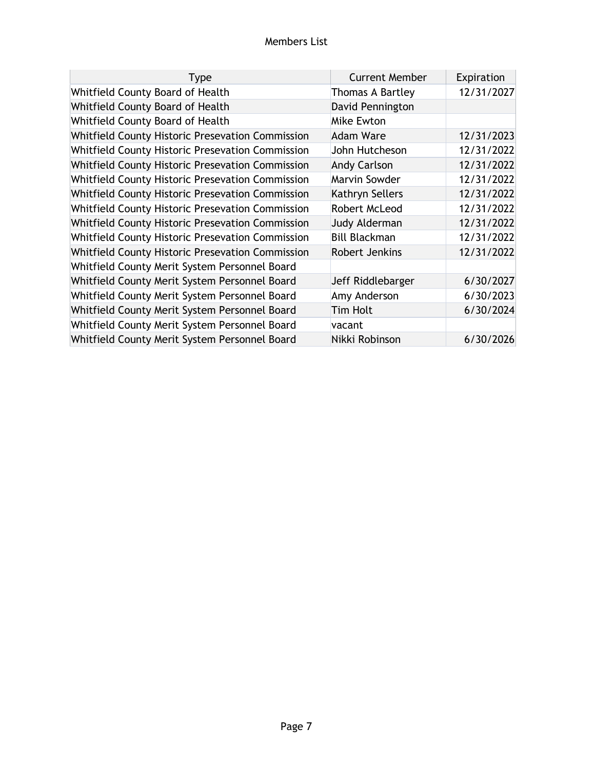Members List

| Type | Current Member | Expiration |
|---|---|---|
| Whitfield County Board of Health | Thomas A Bartley | 12/31/2027 |
| Whitfield County Board of Health | David Pennington | |
| Whitfield County Board of Health | Mike Ewton | |
| Whitfield County Historic Presevation Commission | Adam Ware | 12/31/2023 |
| Whitfield County Historic Presevation Commission | John Hutcheson | 12/31/2022 |
| Whitfield County Historic Presevation Commission | Andy Carlson | 12/31/2022 |
| Whitfield County Historic Presevation Commission | Marvin Sowder | 12/31/2022 |
| Whitfield County Historic Presevation Commission | Kathryn Sellers | 12/31/2022 |
| Whitfield County Historic Presevation Commission | Robert McLeod | 12/31/2022 |
| Whitfield County Historic Presevation Commission | Judy Alderman | 12/31/2022 |
| Whitfield County Historic Presevation Commission | Bill Blackman | 12/31/2022 |
| Whitfield County Historic Presevation Commission | Robert Jenkins | 12/31/2022 |
| Whitfield County Merit System Personnel Board | | |
| Whitfield County Merit System Personnel Board | Jeff Riddlebarger | 6/30/2027 |
| Whitfield County Merit System Personnel Board | Amy Anderson | 6/30/2023 |
| Whitfield County Merit System Personnel Board | Tim Holt | 6/30/2024 |
| Whitfield County Merit System Personnel Board | vacant | |
| Whitfield County Merit System Personnel Board | Nikki Robinson | 6/30/2026 |